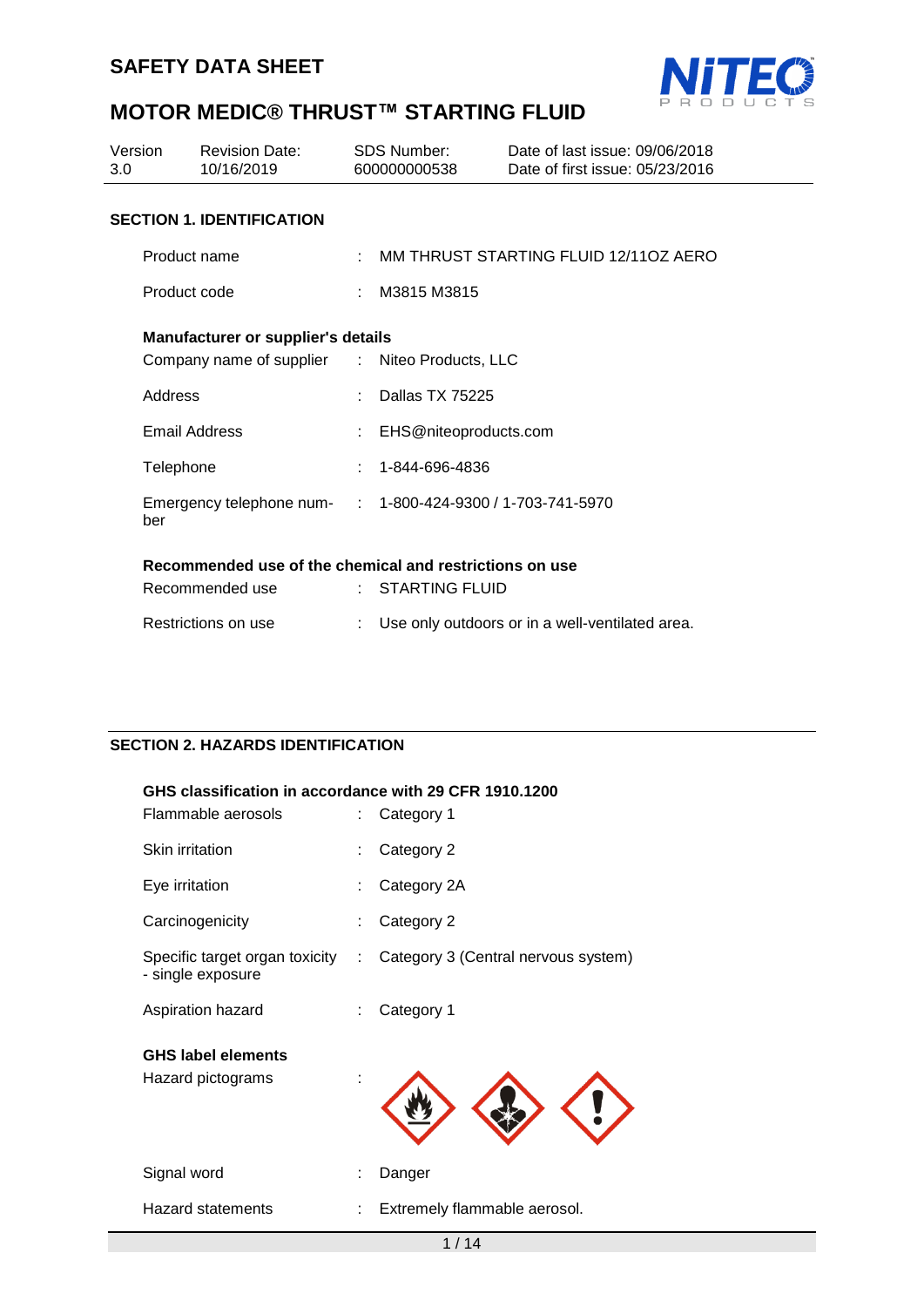# SAFETY DATA SHEET

# MOTOR MEDIC® THRUST™ STARTING FLUID

| Version | Revision Date: | SDS Number: | Date of last issue: 09/06/2018 |
|---|---|---|---|
| 3.0 | 10/16/2019 | 600000000538 | Date of first issue: 05/23/2016 |

## SECTION 1. IDENTIFICATION

Product name : MM THRUST STARTING FLUID 12/11OZ AERO

Product code : M3815 M3815

**Manufacturer or supplier's details**

Company name of supplier : Niteo Products, LLC

Address : Dallas TX 75225

Email Address : EHS@niteoproducts.com

Telephone : 1-844-696-4836

Emergency telephone number : 1-800-424-9300 / 1-703-741-5970

**Recommended use of the chemical and restrictions on use**

Recommended use : STARTING FLUID

Restrictions on use : Use only outdoors or in a well-ventilated area.

## SECTION 2. HAZARDS IDENTIFICATION

**GHS classification in accordance with 29 CFR 1910.1200**

Flammable aerosols : Category 1

Skin irritation : Category 2

Eye irritation : Category 2A

Carcinogenicity : Category 2

Specific target organ toxicity - single exposure : Category 3 (Central nervous system)

Aspiration hazard : Category 1

**GHS label elements**

Hazard pictograms :

Signal word : Danger

Hazard statements : Extremely flammable aerosol.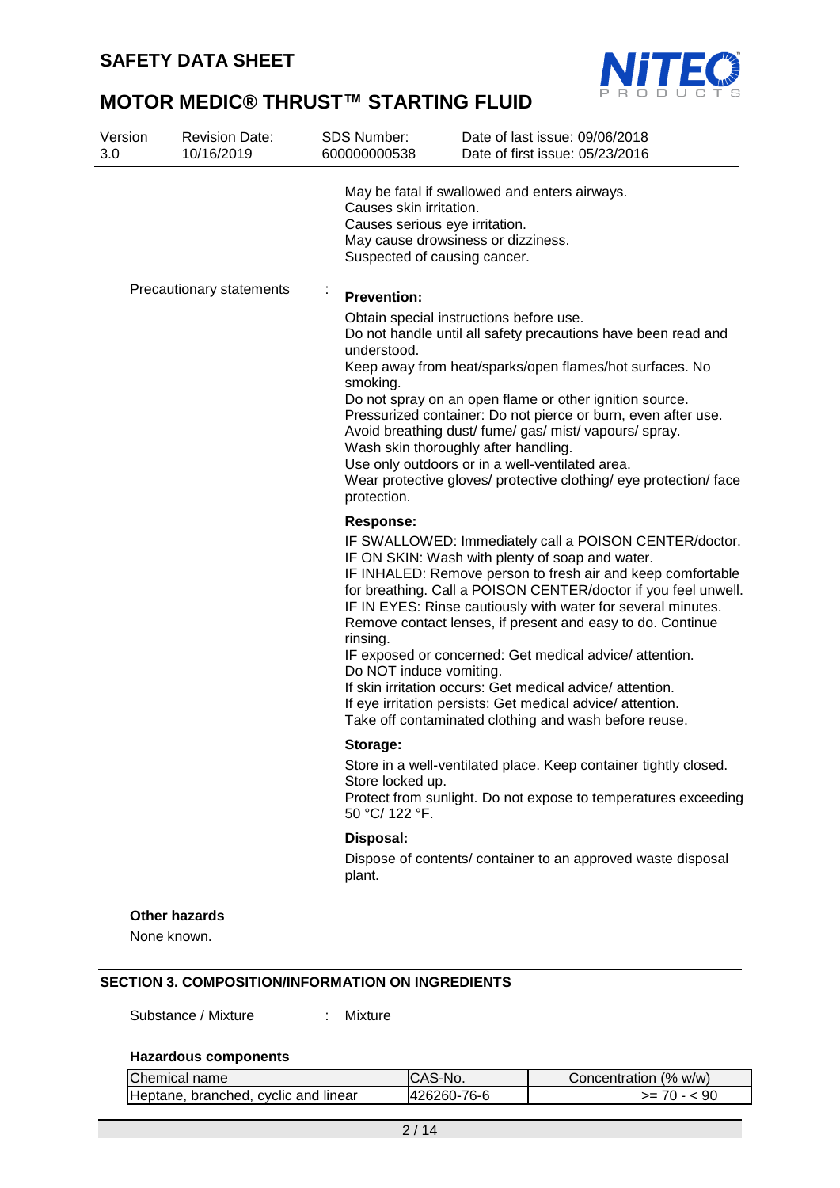May be fatal if swallowed and enters airways.
Causes skin irritation.
Causes serious eye irritation.
May cause drowsiness or dizziness.
Suspected of causing cancer.

Precautionary statements :

**Prevention:**

Obtain special instructions before use.
Do not handle until all safety precautions have been read and understood.
Keep away from heat/sparks/open flames/hot surfaces. No smoking.
Do not spray on an open flame or other ignition source.
Pressurized container: Do not pierce or burn, even after use.
Avoid breathing dust/ fume/ gas/ mist/ vapours/ spray.
Wash skin thoroughly after handling.
Use only outdoors or in a well-ventilated area.
Wear protective gloves/ protective clothing/ eye protection/ face protection.

**Response:**

IF SWALLOWED: Immediately call a POISON CENTER/doctor.
IF ON SKIN: Wash with plenty of soap and water.
IF INHALED: Remove person to fresh air and keep comfortable for breathing. Call a POISON CENTER/doctor if you feel unwell.
IF IN EYES: Rinse cautiously with water for several minutes. Remove contact lenses, if present and easy to do. Continue rinsing.
IF exposed or concerned: Get medical advice/ attention.
Do NOT induce vomiting.
If skin irritation occurs: Get medical advice/ attention.
If eye irritation persists: Get medical advice/ attention.
Take off contaminated clothing and wash before reuse.

**Storage:**

Store in a well-ventilated place. Keep container tightly closed.
Store locked up.
Protect from sunlight. Do not expose to temperatures exceeding 50 °C/ 122 °F.

**Disposal:**

Dispose of contents/ container to an approved waste disposal plant.

**Other hazards**

None known.

## SECTION 3. COMPOSITION/INFORMATION ON INGREDIENTS

Substance / Mixture : Mixture

**Hazardous components**

| Chemical name | CAS-No. | Concentration (% w/w) |
|---|---|---|
| Heptane, branched, cyclic and linear | 426260-76-6 | >= 70 - < 90 |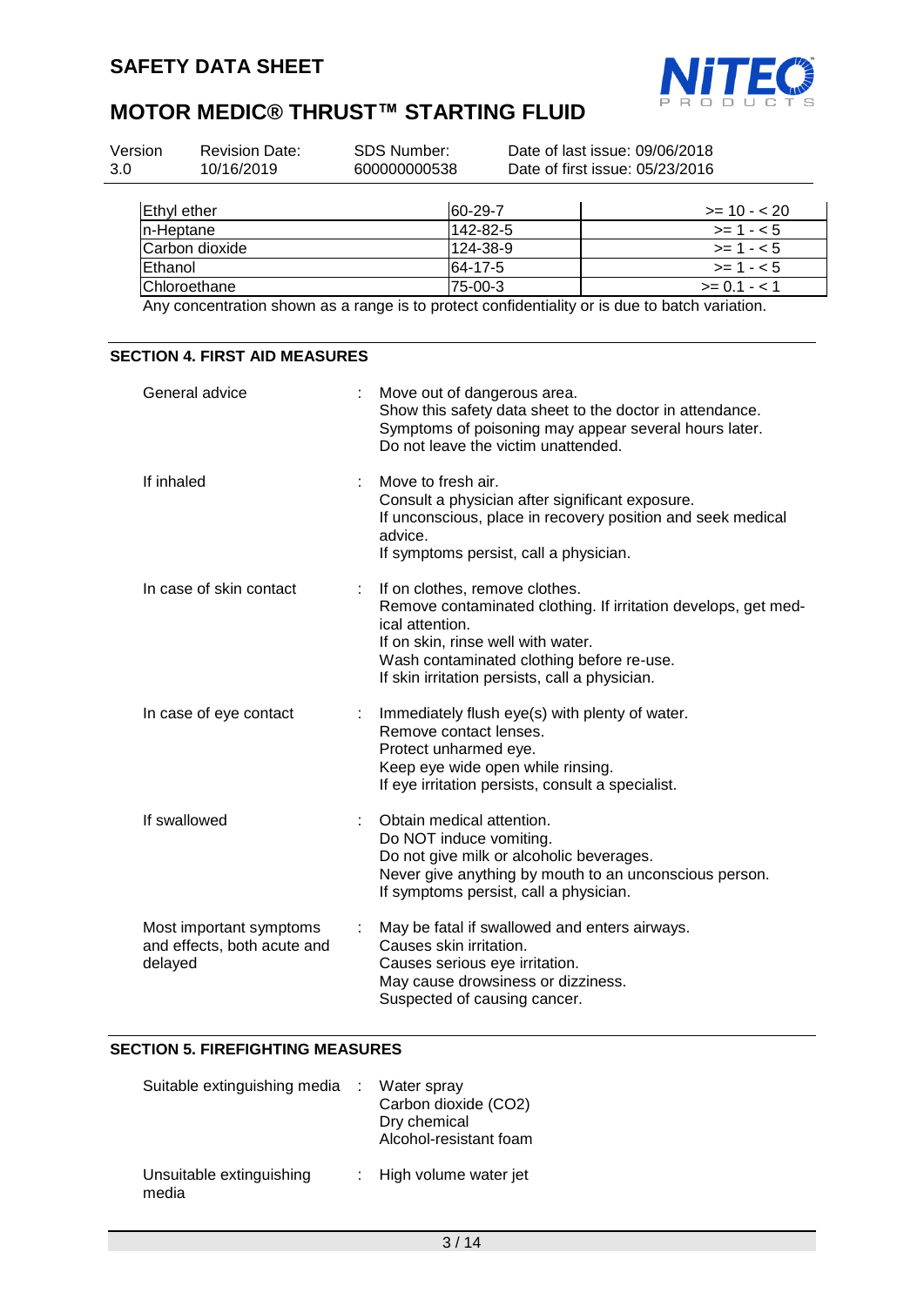| Ethyl ether | 60-29-7 | >= 10 - < 20 |
|---|---|---|
| n-Heptane | 142-82-5 | >= 1 - < 5 |
| Carbon dioxide | 124-38-9 | >= 1 - < 5 |
| Ethanol | 64-17-5 | >= 1 - < 5 |
| Chloroethane | 75-00-3 | >= 0.1 - < 1 |

Any concentration shown as a range is to protect confidentiality or is due to batch variation.

## SECTION 4. FIRST AID MEASURES

General advice : Move out of dangerous area.
Show this safety data sheet to the doctor in attendance.
Symptoms of poisoning may appear several hours later.
Do not leave the victim unattended.

If inhaled : Move to fresh air.
Consult a physician after significant exposure.
If unconscious, place in recovery position and seek medical advice.
If symptoms persist, call a physician.

In case of skin contact : If on clothes, remove clothes.
Remove contaminated clothing. If irritation develops, get medical attention.
If on skin, rinse well with water.
Wash contaminated clothing before re-use.
If skin irritation persists, call a physician.

In case of eye contact : Immediately flush eye(s) with plenty of water.
Remove contact lenses.
Protect unharmed eye.
Keep eye wide open while rinsing.
If eye irritation persists, consult a specialist.

If swallowed : Obtain medical attention.
Do NOT induce vomiting.
Do not give milk or alcoholic beverages.
Never give anything by mouth to an unconscious person.
If symptoms persist, call a physician.

Most important symptoms and effects, both acute and delayed : May be fatal if swallowed and enters airways.
Causes skin irritation.
Causes serious eye irritation.
May cause drowsiness or dizziness.
Suspected of causing cancer.

## SECTION 5. FIREFIGHTING MEASURES

Suitable extinguishing media : Water spray
Carbon dioxide ($CO_2$)
Dry chemical
Alcohol-resistant foam

Unsuitable extinguishing media : High volume water jet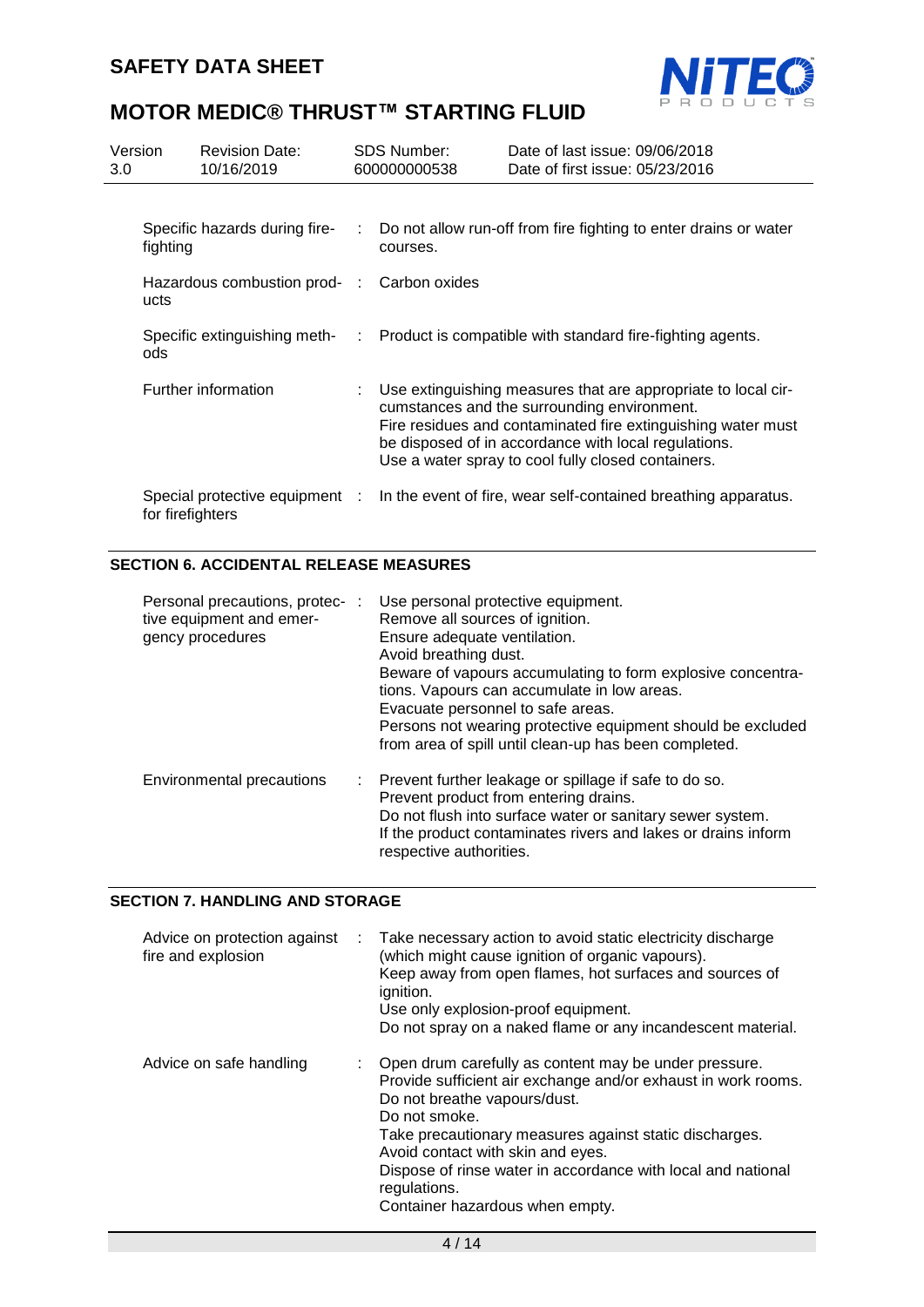| | |
|---|---|
| Specific hazards during fire-fighting | Do not allow run-off from fire fighting to enter drains or water courses. |
| Hazardous combustion products | Carbon oxides |
| Specific extinguishing methods | Product is compatible with standard fire-fighting agents. |
| Further information | Use extinguishing measures that are appropriate to local circumstances and the surrounding environment.<br>Fire residues and contaminated fire extinguishing water must be disposed of in accordance with local regulations.<br>Use a water spray to cool fully closed containers. |
| Special protective equipment for firefighters | In the event of fire, wear self-contained breathing apparatus. |

## SECTION 6. ACCIDENTAL RELEASE MEASURES

| | |
|---|---|
| Personal precautions, protective equipment and emergency procedures | Use personal protective equipment.<br>Remove all sources of ignition.<br>Ensure adequate ventilation.<br>Avoid breathing dust.<br>Beware of vapours accumulating to form explosive concentrations. Vapours can accumulate in low areas.<br>Evacuate personnel to safe areas.<br>Persons not wearing protective equipment should be excluded from area of spill until clean-up has been completed. |
| Environmental precautions | Prevent further leakage or spillage if safe to do so.<br>Prevent product from entering drains.<br>Do not flush into surface water or sanitary sewer system.<br>If the product contaminates rivers and lakes or drains inform respective authorities. |

## SECTION 7. HANDLING AND STORAGE

| | |
|---|---|
| Advice on protection against fire and explosion | Take necessary action to avoid static electricity discharge (which might cause ignition of organic vapours).<br>Keep away from open flames, hot surfaces and sources of ignition.<br>Use only explosion-proof equipment.<br>Do not spray on a naked flame or any incandescent material. |
| Advice on safe handling | Open drum carefully as content may be under pressure.<br>Provide sufficient air exchange and/or exhaust in work rooms.<br>Do not breathe vapours/dust.<br>Do not smoke.<br>Take precautionary measures against static discharges.<br>Avoid contact with skin and eyes.<br>Dispose of rinse water in accordance with local and national regulations.<br>Container hazardous when empty. |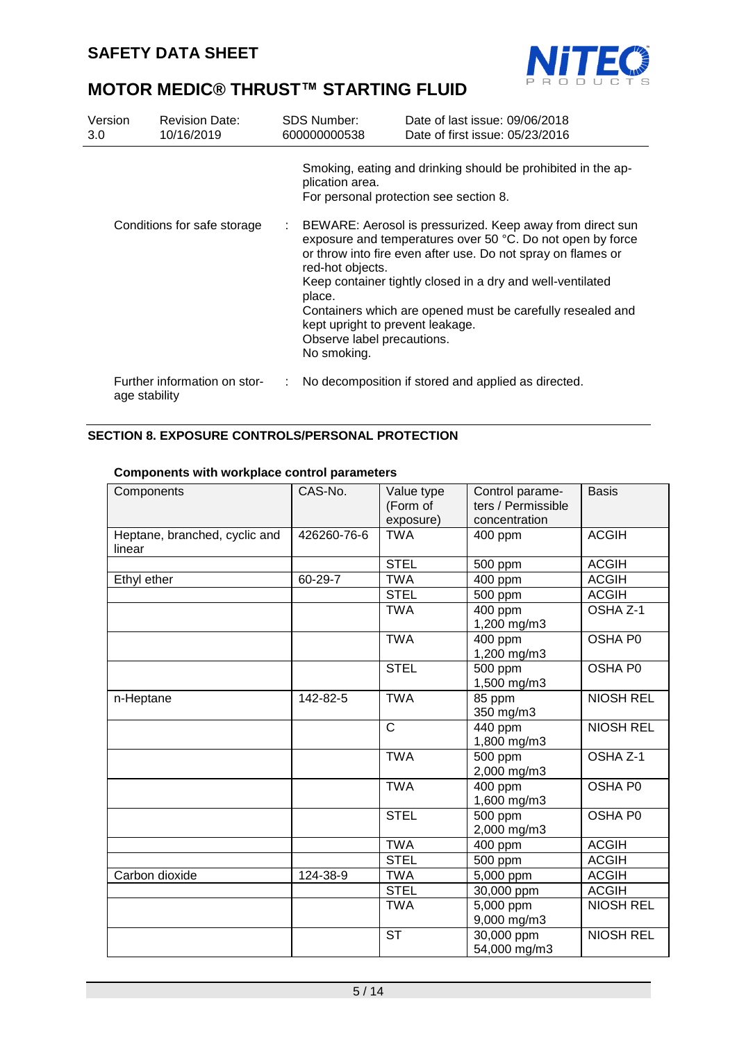Smoking, eating and drinking should be prohibited in the application area.
For personal protection see section 8.

Conditions for safe storage : BEWARE: Aerosol is pressurized. Keep away from direct sun exposure and temperatures over 50 °C. Do not open by force or throw into fire even after use. Do not spray on flames or red-hot objects.
Keep container tightly closed in a dry and well-ventilated place.
Containers which are opened must be carefully resealed and kept upright to prevent leakage.
Observe label precautions.
No smoking.

Further information on storage stability : No decomposition if stored and applied as directed.

## SECTION 8. EXPOSURE CONTROLS/PERSONAL PROTECTION

**Components with workplace control parameters**

| Components | CAS-No. | Value type (Form of exposure) | Control parameters / Permissible concentration | Basis |
|---|---|---|---|---|
| Heptane, branched, cyclic and linear | 426260-76-6 | TWA | 400 ppm | ACGIH |
| | | STEL | 500 ppm | ACGIH |
| Ethyl ether | 60-29-7 | TWA | 400 ppm | ACGIH |
| | | STEL | 500 ppm | ACGIH |
| | | TWA | 400 ppm<br>1,200 mg/m3 | OSHA Z-1 |
| | | TWA | 400 ppm<br>1,200 mg/m3 | OSHA P0 |
| | | STEL | 500 ppm<br>1,500 mg/m3 | OSHA P0 |
| n-Heptane | 142-82-5 | TWA | 85 ppm<br>350 mg/m3 | NIOSH REL |
| | | C | 440 ppm<br>1,800 mg/m3 | NIOSH REL |
| | | TWA | 500 ppm<br>2,000 mg/m3 | OSHA Z-1 |
| | | TWA | 400 ppm<br>1,600 mg/m3 | OSHA P0 |
| | | STEL | 500 ppm<br>2,000 mg/m3 | OSHA P0 |
| | | TWA | 400 ppm | ACGIH |
| | | STEL | 500 ppm | ACGIH |
| Carbon dioxide | 124-38-9 | TWA | 5,000 ppm | ACGIH |
| | | STEL | 30,000 ppm | ACGIH |
| | | TWA | 5,000 ppm<br>9,000 mg/m3 | NIOSH REL |
| | | ST | 30,000 ppm<br>54,000 mg/m3 | NIOSH REL |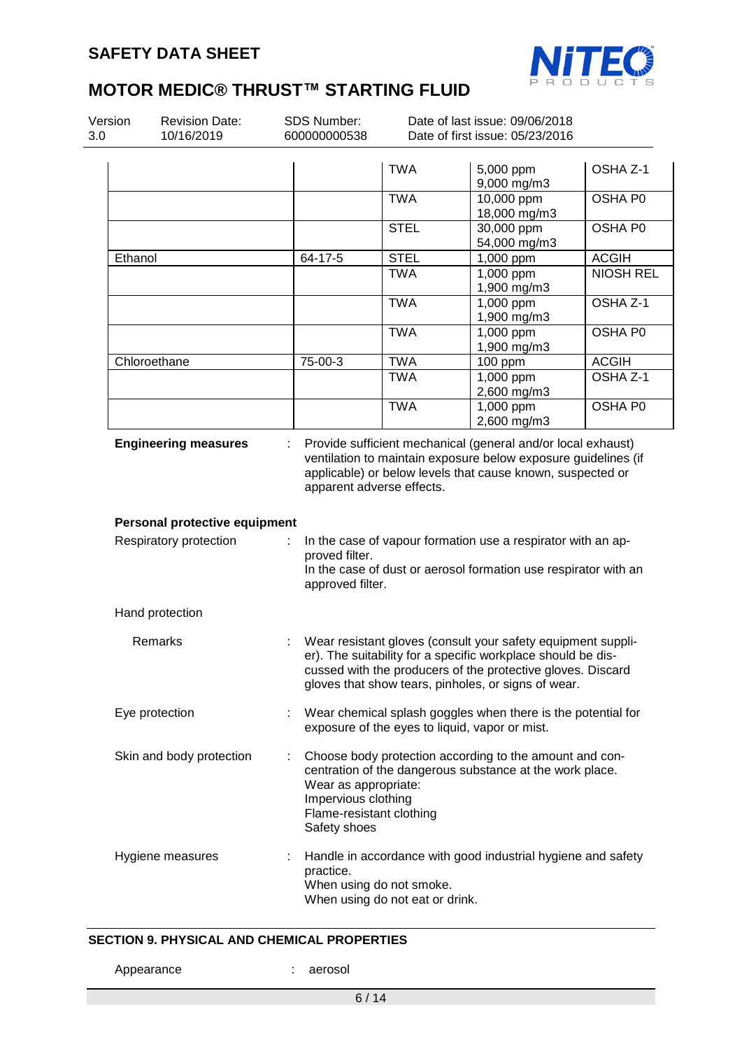| | | | | |
|---|---|---|---|---|
| | | TWA | 5,000 ppm<br>9,000 mg/m3 | OSHA Z-1 |
| | | TWA | 10,000 ppm<br>18,000 mg/m3 | OSHA P0 |
| | | STEL | 30,000 ppm<br>54,000 mg/m3 | OSHA P0 |
| Ethanol | 64-17-5 | STEL | 1,000 ppm | ACGIH |
| | | TWA | 1,000 ppm<br>1,900 mg/m3 | NIOSH REL |
| | | TWA | 1,000 ppm<br>1,900 mg/m3 | OSHA Z-1 |
| | | TWA | 1,000 ppm<br>1,900 mg/m3 | OSHA P0 |
| Chloroethane | 75-00-3 | TWA | 100 ppm | ACGIH |
| | | TWA | 1,000 ppm<br>2,600 mg/m3 | OSHA Z-1 |
| | | TWA | 1,000 ppm<br>2,600 mg/m3 | OSHA P0 |

**Engineering measures** : Provide sufficient mechanical (general and/or local exhaust) ventilation to maintain exposure below exposure guidelines (if applicable) or below levels that cause known, suspected or apparent adverse effects.

**Personal protective equipment**

Respiratory protection : In the case of vapour formation use a respirator with an approved filter.
In the case of dust or aerosol formation use respirator with an approved filter.

Hand protection

Remarks : Wear resistant gloves (consult your safety equipment supplier). The suitability for a specific workplace should be discussed with the producers of the protective gloves. Discard gloves that show tears, pinholes, or signs of wear.

Eye protection : Wear chemical splash goggles when there is the potential for exposure of the eyes to liquid, vapor or mist.

Skin and body protection : Choose body protection according to the amount and concentration of the dangerous substance at the work place.
Wear as appropriate:
Impervious clothing
Flame-resistant clothing
Safety shoes

Hygiene measures : Handle in accordance with good industrial hygiene and safety practice.
When using do not smoke.
When using do not eat or drink.

## SECTION 9. PHYSICAL AND CHEMICAL PROPERTIES

Appearance : aerosol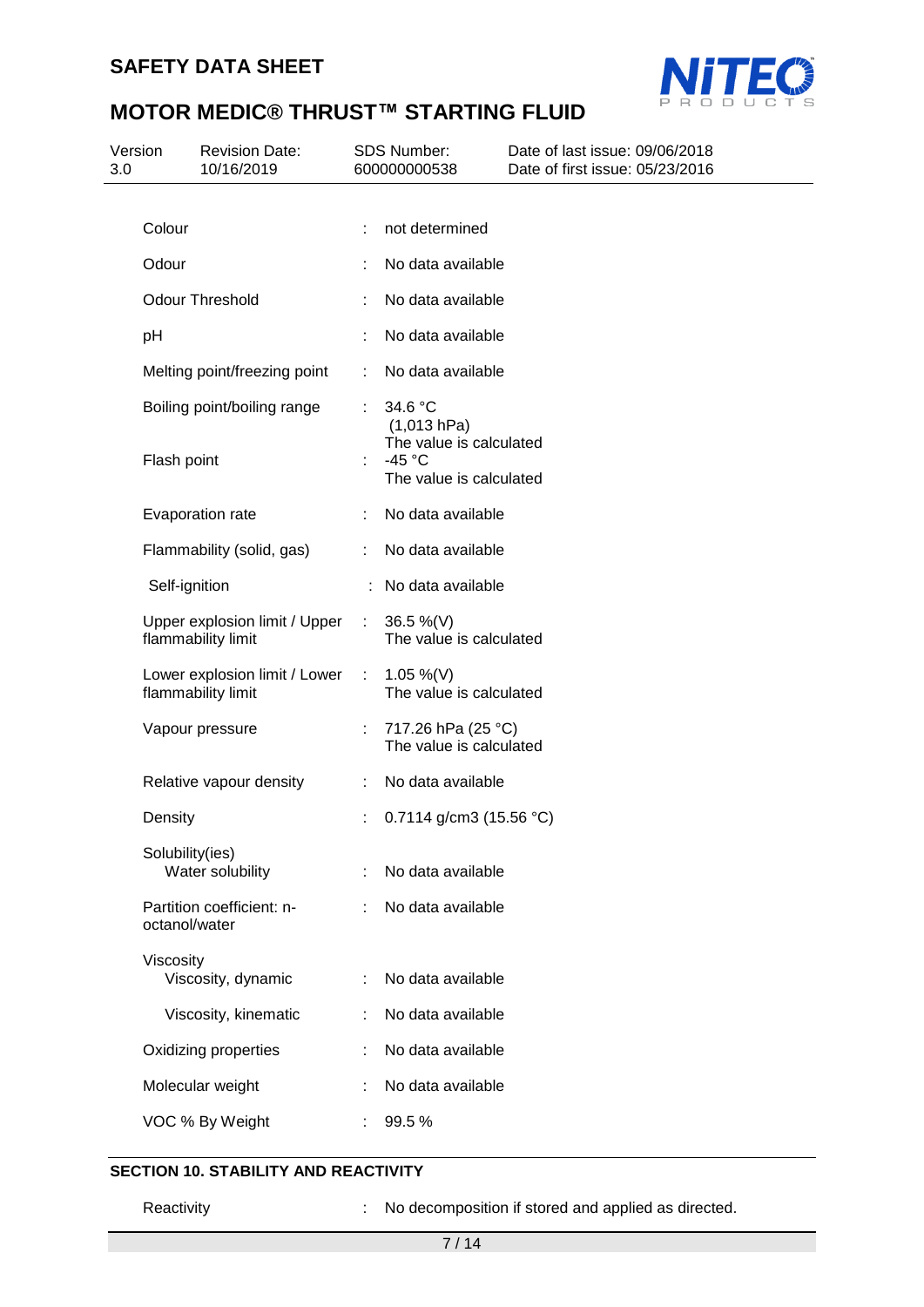| | | |
|---|---|---|
| Colour | : | not determined |
| Odour | : | No data available |
| Odour Threshold | : | No data available |
| pH | : | No data available |
| Melting point/freezing point | : | No data available |
| Boiling point/boiling range | : | 34.6 °C (1,013 hPa) The value is calculated |
| Flash point | : | -45 °C The value is calculated |
| Evaporation rate | : | No data available |
| Flammability (solid, gas) | : | No data available |
| Self-ignition | : | No data available |
| Upper explosion limit / Upper flammability limit | : | 36.5 %(V) The value is calculated |
| Lower explosion limit / Lower flammability limit | : | 1.05 %(V) The value is calculated |
| Vapour pressure | : | 717.26 hPa (25 °C) The value is calculated |
| Relative vapour density | : | No data available |
| Density | : | 0.7114 g/cm3 (15.56 °C) |
| Solubility(ies) Water solubility | : | No data available |
| Partition coefficient: n-octanol/water | : | No data available |
| Viscosity Viscosity, dynamic | : | No data available |
| Viscosity, kinematic | : | No data available |
| Oxidizing properties | : | No data available |
| Molecular weight | : | No data available |
| VOC % By Weight | : | 99.5 % |

## SECTION 10. STABILITY AND REACTIVITY

| | | |
|---|---|---|
| Reactivity | : | No decomposition if stored and applied as directed. |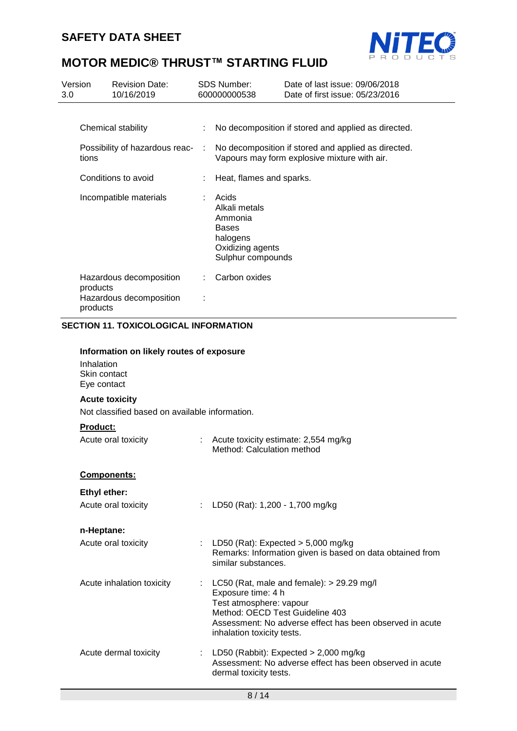| | | |
|---|---|---|
| Chemical stability | : | No decomposition if stored and applied as directed. |
| Possibility of hazardous reactions | : | No decomposition if stored and applied as directed.<br>Vapours may form explosive mixture with air. |
| Conditions to avoid | : | Heat, flames and sparks. |
| Incompatible materials | : | Acids<br>Alkali metals<br>Ammonia<br>Bases<br>halogens<br>Oxidizing agents<br>Sulphur compounds |
| Hazardous decomposition products | : | Carbon oxides |
| Hazardous decomposition products | : | |

## SECTION 11. TOXICOLOGICAL INFORMATION

**Information on likely routes of exposure**

Inhalation
Skin contact
Eye contact

**Acute toxicity**

Not classified based on available information.

**Product:**

| | | |
|---|---|---|
| Acute oral toxicity | : | Acute toxicity estimate: 2,554 mg/kg<br>Method: Calculation method |

**Components:**

**Ethyl ether:**

| | | |
|---|---|---|
| Acute oral toxicity | : | LD50 (Rat): 1,200 - 1,700 mg/kg |

**n-Heptane:**

| | | |
|---|---|---|
| Acute oral toxicity | : | LD50 (Rat): Expected > 5,000 mg/kg<br>Remarks: Information given is based on data obtained from similar substances. |
| Acute inhalation toxicity | : | LC50 (Rat, male and female): > 29.29 mg/l<br>Exposure time: 4 h<br>Test atmosphere: vapour<br>Method: OECD Test Guideline 403<br>Assessment: No adverse effect has been observed in acute inhalation toxicity tests. |
| Acute dermal toxicity | : | LD50 (Rabbit): Expected > 2,000 mg/kg<br>Assessment: No adverse effect has been observed in acute dermal toxicity tests. |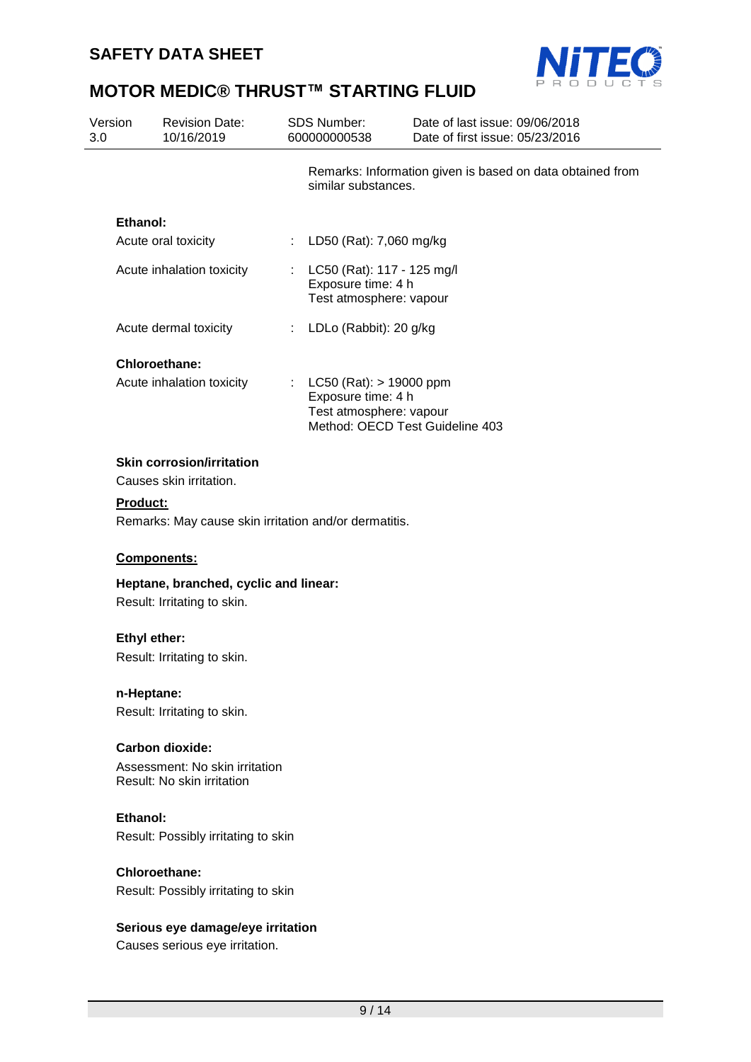Remarks: Information given is based on data obtained from similar substances.

**Ethanol:**

Acute oral toxicity : LD50 (Rat): 7,060 mg/kg

Acute inhalation toxicity : LC50 (Rat): 117 - 125 mg/l
Exposure time: 4 h
Test atmosphere: vapour

Acute dermal toxicity : LDLo (Rabbit): 20 g/kg

**Chloroethane:**

Acute inhalation toxicity : LC50 (Rat): > 19000 ppm
Exposure time: 4 h
Test atmosphere: vapour
Method: OECD Test Guideline 403

**Skin corrosion/irritation**

Causes skin irritation.

**Product:**

Remarks: May cause skin irritation and/or dermatitis.

**Components:**

**Heptane, branched, cyclic and linear:**

Result: Irritating to skin.

**Ethyl ether:**

Result: Irritating to skin.

**n-Heptane:**

Result: Irritating to skin.

**Carbon dioxide:**

Assessment: No skin irritation
Result: No skin irritation

**Ethanol:**

Result: Possibly irritating to skin

**Chloroethane:**

Result: Possibly irritating to skin

**Serious eye damage/eye irritation**

Causes serious eye irritation.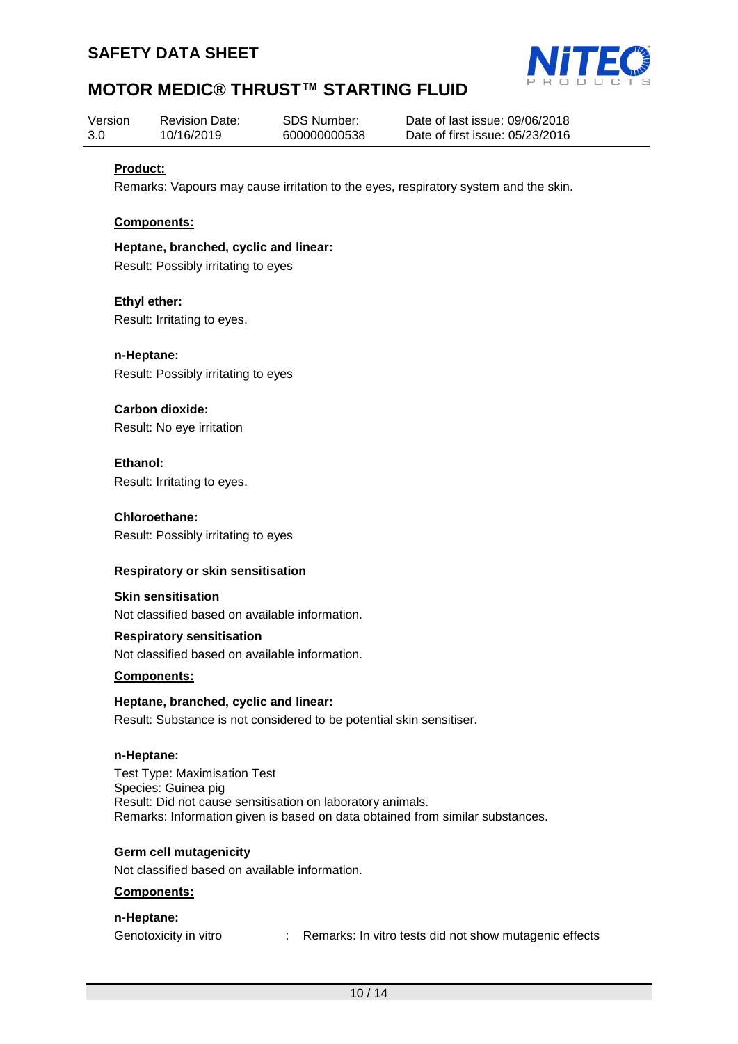**Product:**

Remarks: Vapours may cause irritation to the eyes, respiratory system and the skin.

**Components:**

**Heptane, branched, cyclic and linear:**

Result: Possibly irritating to eyes

**Ethyl ether:**

Result: Irritating to eyes.

**n-Heptane:**

Result: Possibly irritating to eyes

**Carbon dioxide:**

Result: No eye irritation

**Ethanol:**

Result: Irritating to eyes.

**Chloroethane:**

Result: Possibly irritating to eyes

### Respiratory or skin sensitisation

**Skin sensitisation**

Not classified based on available information.

**Respiratory sensitisation**

Not classified based on available information.

**Components:**

**Heptane, branched, cyclic and linear:**

Result: Substance is not considered to be potential skin sensitiser.

**n-Heptane:**

Test Type: Maximisation Test
Species: Guinea pig
Result: Did not cause sensitisation on laboratory animals.
Remarks: Information given is based on data obtained from similar substances.

### Germ cell mutagenicity

Not classified based on available information.

**Components:**

**n-Heptane:**

Genotoxicity in vitro : Remarks: In vitro tests did not show mutagenic effects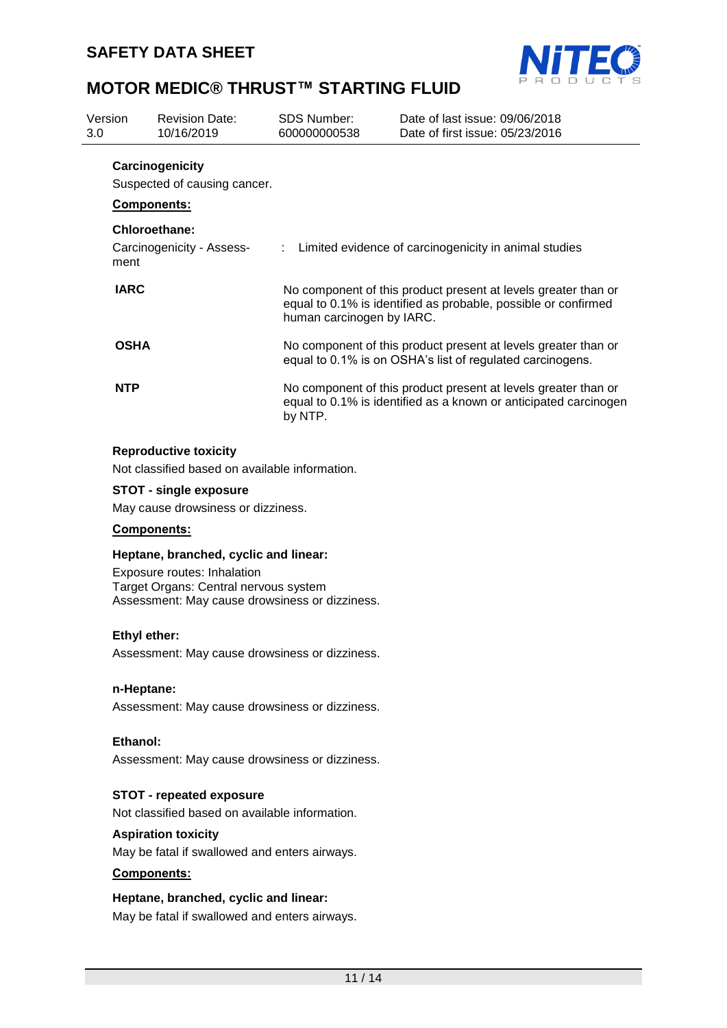**Carcinogenicity**

Suspected of causing cancer.

**Components:**

**Chloroethane:**

Carcinogenicity - Assessment : Limited evidence of carcinogenicity in animal studies

| | |
|---|---|
| **IARC** | No component of this product present at levels greater than or equal to 0.1% is identified as probable, possible or confirmed human carcinogen by IARC. |
| **OSHA** | No component of this product present at levels greater than or equal to 0.1% is on OSHA's list of regulated carcinogens. |
| **NTP** | No component of this product present at levels greater than or equal to 0.1% is identified as a known or anticipated carcinogen by NTP. |

**Reproductive toxicity**

Not classified based on available information.

**STOT - single exposure**

May cause drowsiness or dizziness.

**Components:**

**Heptane, branched, cyclic and linear:**

Exposure routes: Inhalation
Target Organs: Central nervous system
Assessment: May cause drowsiness or dizziness.

**Ethyl ether:**

Assessment: May cause drowsiness or dizziness.

**n-Heptane:**

Assessment: May cause drowsiness or dizziness.

**Ethanol:**

Assessment: May cause drowsiness or dizziness.

**STOT - repeated exposure**

Not classified based on available information.

**Aspiration toxicity**

May be fatal if swallowed and enters airways.

**Components:**

**Heptane, branched, cyclic and linear:**

May be fatal if swallowed and enters airways.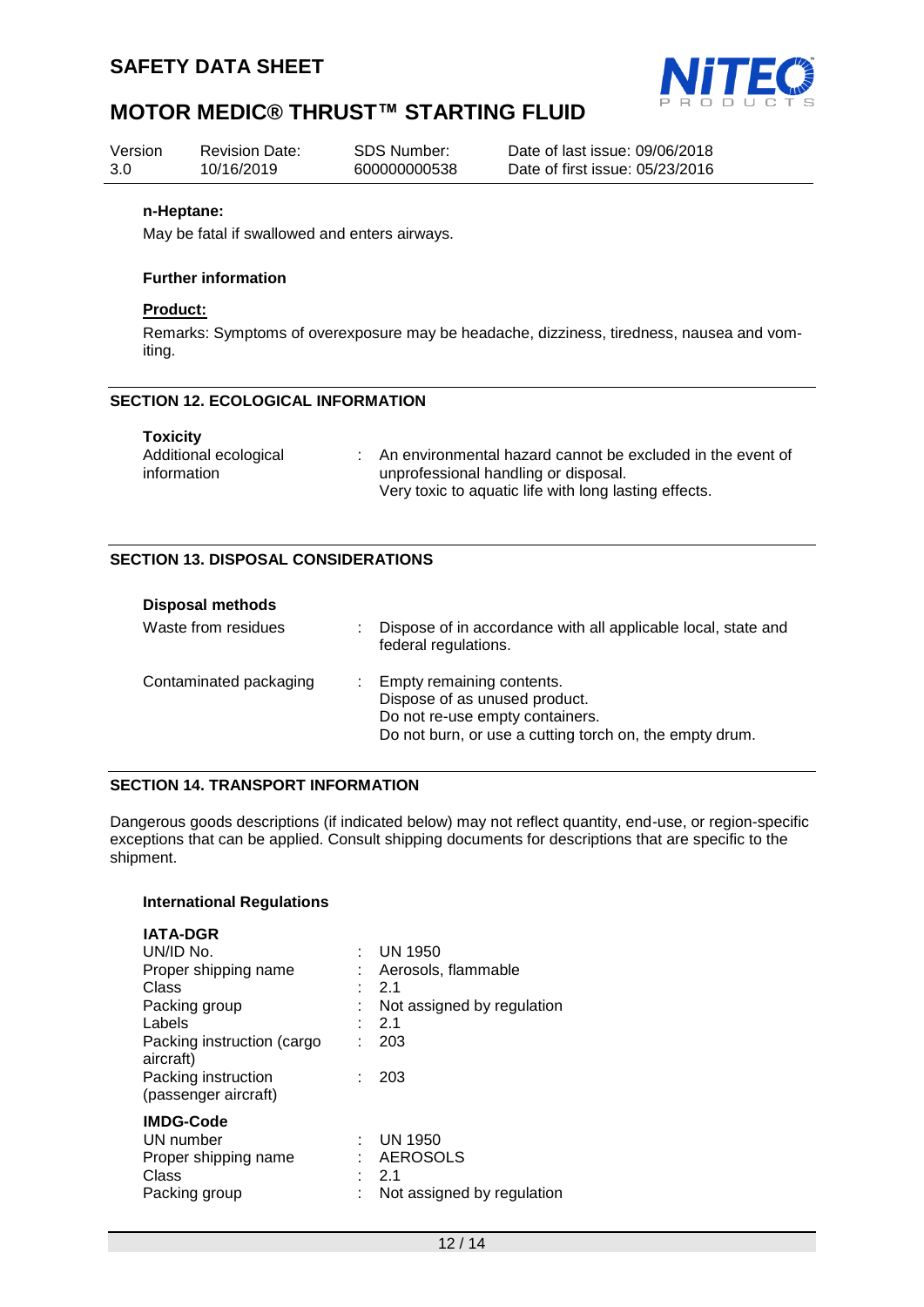**n-Heptane:**

May be fatal if swallowed and enters airways.

**Further information**

**Product:**

Remarks: Symptoms of overexposure may be headache, dizziness, tiredness, nausea and vomiting.

## SECTION 12. ECOLOGICAL INFORMATION

**Toxicity**

| | |
|---|---|
| Additional ecological information | : An environmental hazard cannot be excluded in the event of unprofessional handling or disposal. Very toxic to aquatic life with long lasting effects. |

## SECTION 13. DISPOSAL CONSIDERATIONS

**Disposal methods**

| | |
|---|---|
| Waste from residues | : Dispose of in accordance with all applicable local, state and federal regulations. |
| Contaminated packaging | : Empty remaining contents. Dispose of as unused product. Do not re-use empty containers. Do not burn, or use a cutting torch on, the empty drum. |

## SECTION 14. TRANSPORT INFORMATION

Dangerous goods descriptions (if indicated below) may not reflect quantity, end-use, or region-specific exceptions that can be applied. Consult shipping documents for descriptions that are specific to the shipment.

**International Regulations**

**IATA-DGR**

| | |
|---|---|
| UN/ID No. | : UN 1950 |
| Proper shipping name | : Aerosols, flammable |
| Class | : 2.1 |
| Packing group | : Not assigned by regulation |
| Labels | : 2.1 |
| Packing instruction (cargo aircraft) | : 203 |
| Packing instruction (passenger aircraft) | : 203 |

**IMDG-Code**

| | |
|---|---|
| UN number | : UN 1950 |
| Proper shipping name | : AEROSOLS |
| Class | : 2.1 |
| Packing group | : Not assigned by regulation |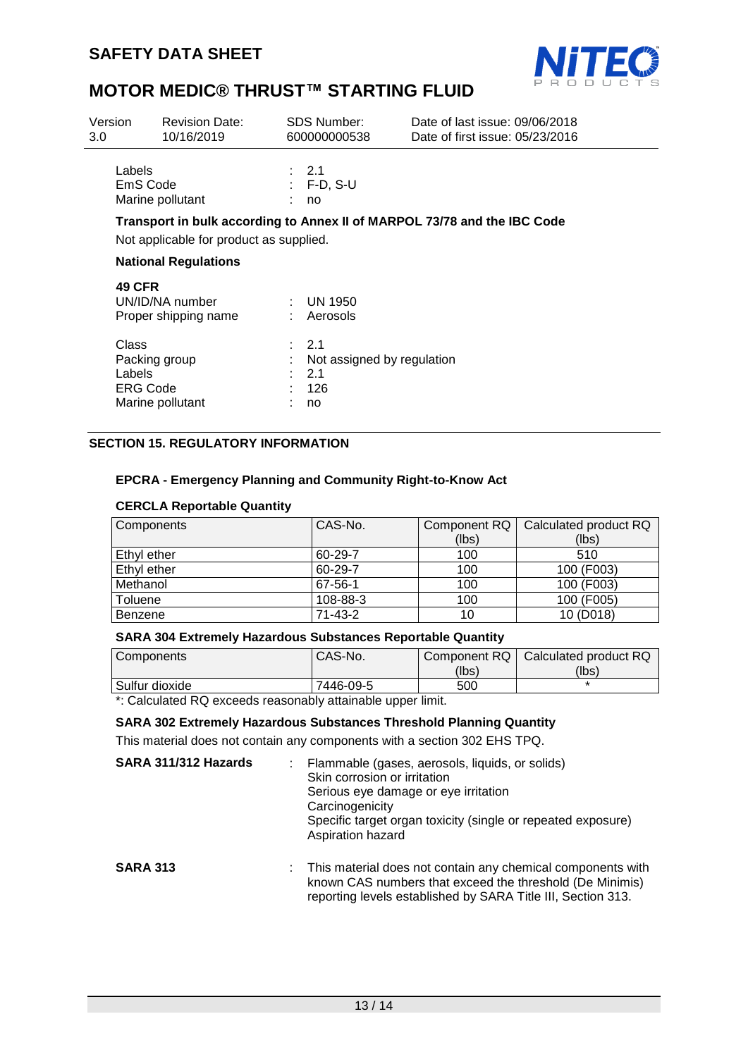| Labels | : | 2.1 |
|---|---|---|
| EmS Code | : | F-D, S-U |
| Marine pollutant | : | no |

**Transport in bulk according to Annex II of MARPOL 73/78 and the IBC Code**

Not applicable for product as supplied.

**National Regulations**

**49 CFR**

| UN/ID/NA number | : | UN 1950 |
|---|---|---|
| Proper shipping name | : | Aerosols |
| Class | : | 2.1 |
| Packing group | : | Not assigned by regulation |
| Labels | : | 2.1 |
| ERG Code | : | 126 |
| Marine pollutant | : | no |

## SECTION 15. REGULATORY INFORMATION

**EPCRA - Emergency Planning and Community Right-to-Know Act**

**CERCLA Reportable Quantity**

| Components | CAS-No. | Component RQ (lbs) | Calculated product RQ (lbs) |
|---|---|---|---|
| Ethyl ether | 60-29-7 | 100 | 510 |
| Ethyl ether | 60-29-7 | 100 | 100 (F003) |
| Methanol | 67-56-1 | 100 | 100 (F003) |
| Toluene | 108-88-3 | 100 | 100 (F005) |
| Benzene | 71-43-2 | 10 | 10 (D018) |

**SARA 304 Extremely Hazardous Substances Reportable Quantity**

| Components | CAS-No. | Component RQ (lbs) | Calculated product RQ (lbs) |
|---|---|---|---|
| Sulfur dioxide | 7446-09-5 | 500 | * |

*: Calculated RQ exceeds reasonably attainable upper limit.

**SARA 302 Extremely Hazardous Substances Threshold Planning Quantity**

This material does not contain any components with a section 302 EHS TPQ.

**SARA 311/312 Hazards** : Flammable (gases, aerosols, liquids, or solids)
Skin corrosion or irritation
Serious eye damage or eye irritation
Carcinogenicity
Specific target organ toxicity (single or repeated exposure)
Aspiration hazard

**SARA 313** : This material does not contain any chemical components with known CAS numbers that exceed the threshold (De Minimis) reporting levels established by SARA Title III, Section 313.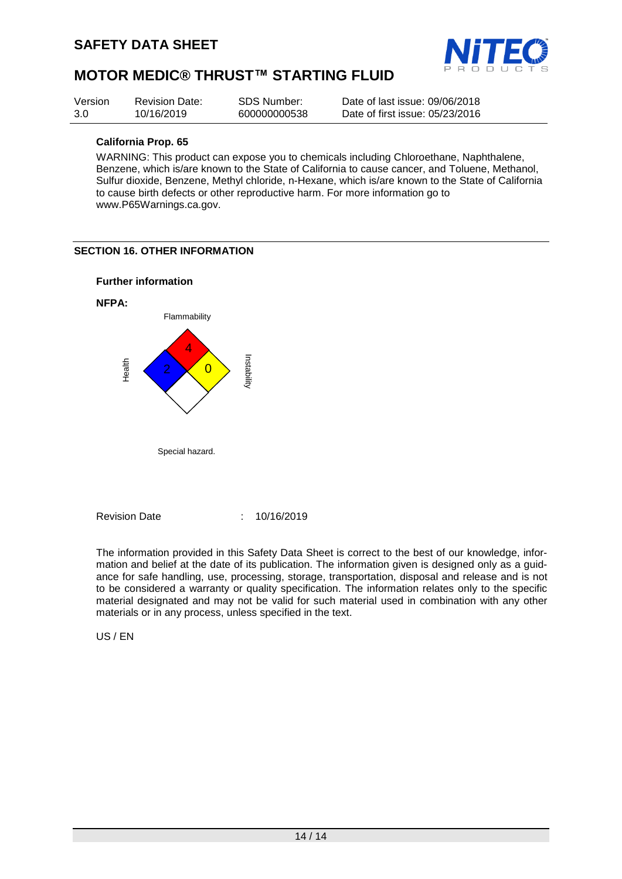**California Prop. 65**

WARNING: This product can expose you to chemicals including Chloroethane, Naphthalene, Benzene, which is/are known to the State of California to cause cancer, and Toluene, Methanol, Sulfur dioxide, Benzene, Methyl chloride, n-Hexane, which is/are known to the State of California to cause birth defects or other reproductive harm. For more information go to www.P65Warnings.ca.gov.

## SECTION 16. OTHER INFORMATION

**Further information**

**NFPA:**

Flammability

4

Health

2

0

Instability

Special hazard.

Revision Date : 10/16/2019

The information provided in this Safety Data Sheet is correct to the best of our knowledge, information and belief at the date of its publication. The information given is designed only as a guidance for safe handling, use, processing, storage, transportation, disposal and release and is not to be considered a warranty or quality specification. The information relates only to the specific material designated and may not be valid for such material used in combination with any other materials or in any process, unless specified in the text.

US / EN